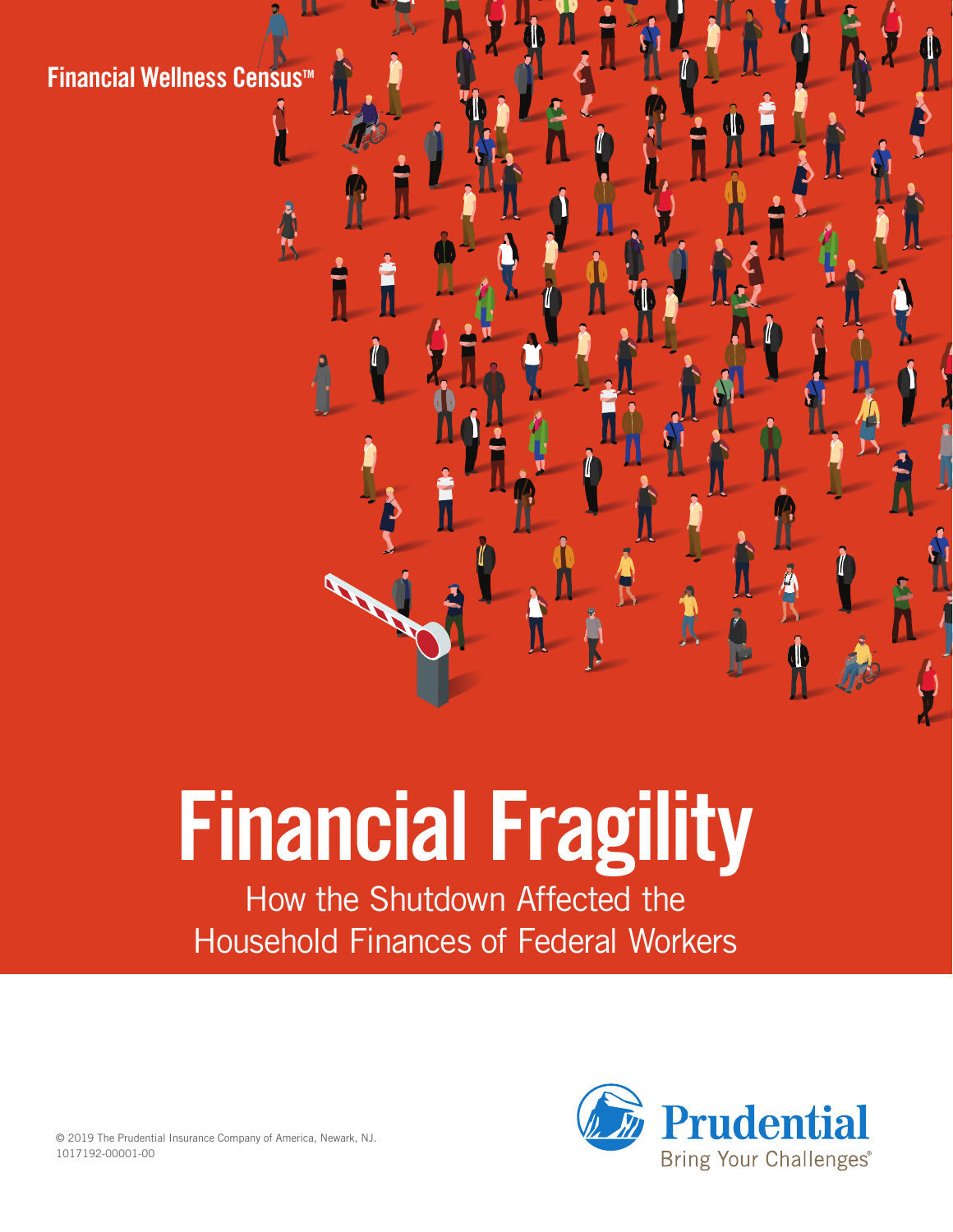Financial Wellness Census™

# Financial Fragility

## How the Shutdown Affected the Household Finances of Federal Workers

© 2019 The Prudential Insurance Company of America, Newark, NJ.
1017192-00001-00

Prudential
Bring Your Challenges®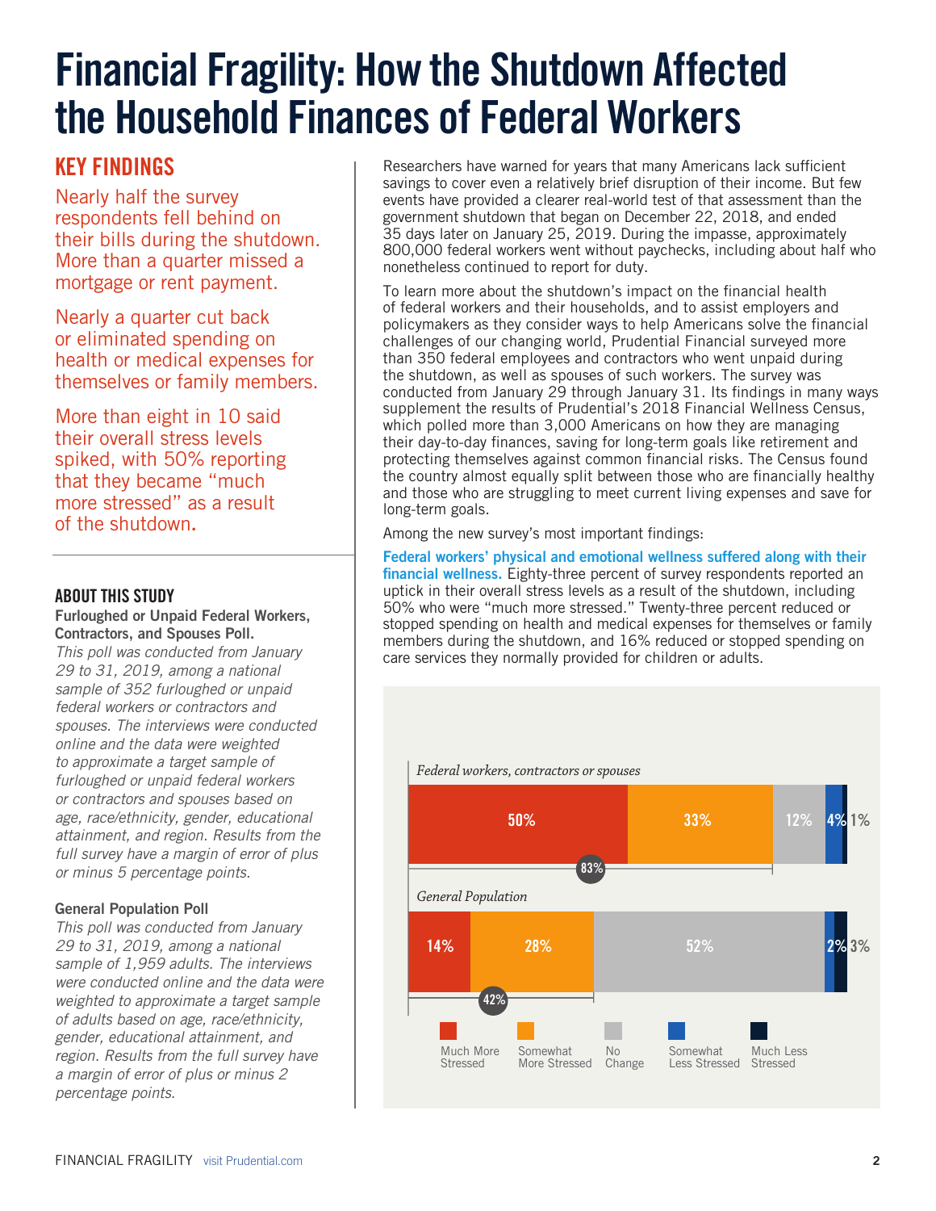# Financial Fragility: How the Shutdown Affected the Household Finances of Federal Workers

## KEY FINDINGS

Nearly half the survey respondents fell behind on their bills during the shutdown. More than a quarter missed a mortgage or rent payment.

Nearly a quarter cut back or eliminated spending on health or medical expenses for themselves or family members.

More than eight in 10 said their overall stress levels spiked, with 50% reporting that they became "much more stressed" as a result of the shutdown.

### ABOUT THIS STUDY

**Furloughed or Unpaid Federal Workers, Contractors, and Spouses Poll.**

*This poll was conducted from January 29 to 31, 2019, among a national sample of 352 furloughed or unpaid federal workers or contractors and spouses. The interviews were conducted online and the data were weighted to approximate a target sample of furloughed or unpaid federal workers or contractors and spouses based on age, race/ethnicity, gender, educational attainment, and region. Results from the full survey have a margin of error of plus or minus 5 percentage points.*

**General Population Poll**

*This poll was conducted from January 29 to 31, 2019, among a national sample of 1,959 adults. The interviews were conducted online and the data were weighted to approximate a target sample of adults based on age, race/ethnicity, gender, educational attainment, and region. Results from the full survey have a margin of error of plus or minus 2 percentage points.*

Researchers have warned for years that many Americans lack sufficient savings to cover even a relatively brief disruption of their income. But few events have provided a clearer real-world test of that assessment than the government shutdown that began on December 22, 2018, and ended 35 days later on January 25, 2019. During the impasse, approximately 800,000 federal workers went without paychecks, including about half who nonetheless continued to report for duty.

To learn more about the shutdown's impact on the financial health of federal workers and their households, and to assist employers and policymakers as they consider ways to help Americans solve the financial challenges of our changing world, Prudential Financial surveyed more than 350 federal employees and contractors who went unpaid during the shutdown, as well as spouses of such workers. The survey was conducted from January 29 through January 31. Its findings in many ways supplement the results of Prudential's 2018 Financial Wellness Census, which polled more than 3,000 Americans on how they are managing their day-to-day finances, saving for long-term goals like retirement and protecting themselves against common financial risks. The Census found the country almost equally split between those who are financially healthy and those who are struggling to meet current living expenses and save for long-term goals.

Among the new survey's most important findings:

**Federal workers' physical and emotional wellness suffered along with their financial wellness.** Eighty-three percent of survey respondents reported an uptick in their overall stress levels as a result of the shutdown, including 50% who were "much more stressed." Twenty-three percent reduced or stopped spending on health and medical expenses for themselves or family members during the shutdown, and 16% reduced or stopped spending on care services they normally provided for children or adults.

| | Much More Stressed | Somewhat More Stressed | No Change | Somewhat Less Stressed | Much Less Stressed |
|---|---|---|---|---|---|
| *Federal workers, contractors or spouses* (83% more stressed) | 50% | 33% | 12% | 4% | 1% |
| *General Population* (42% more stressed) | 14% | 28% | 52% | 2% | 3% |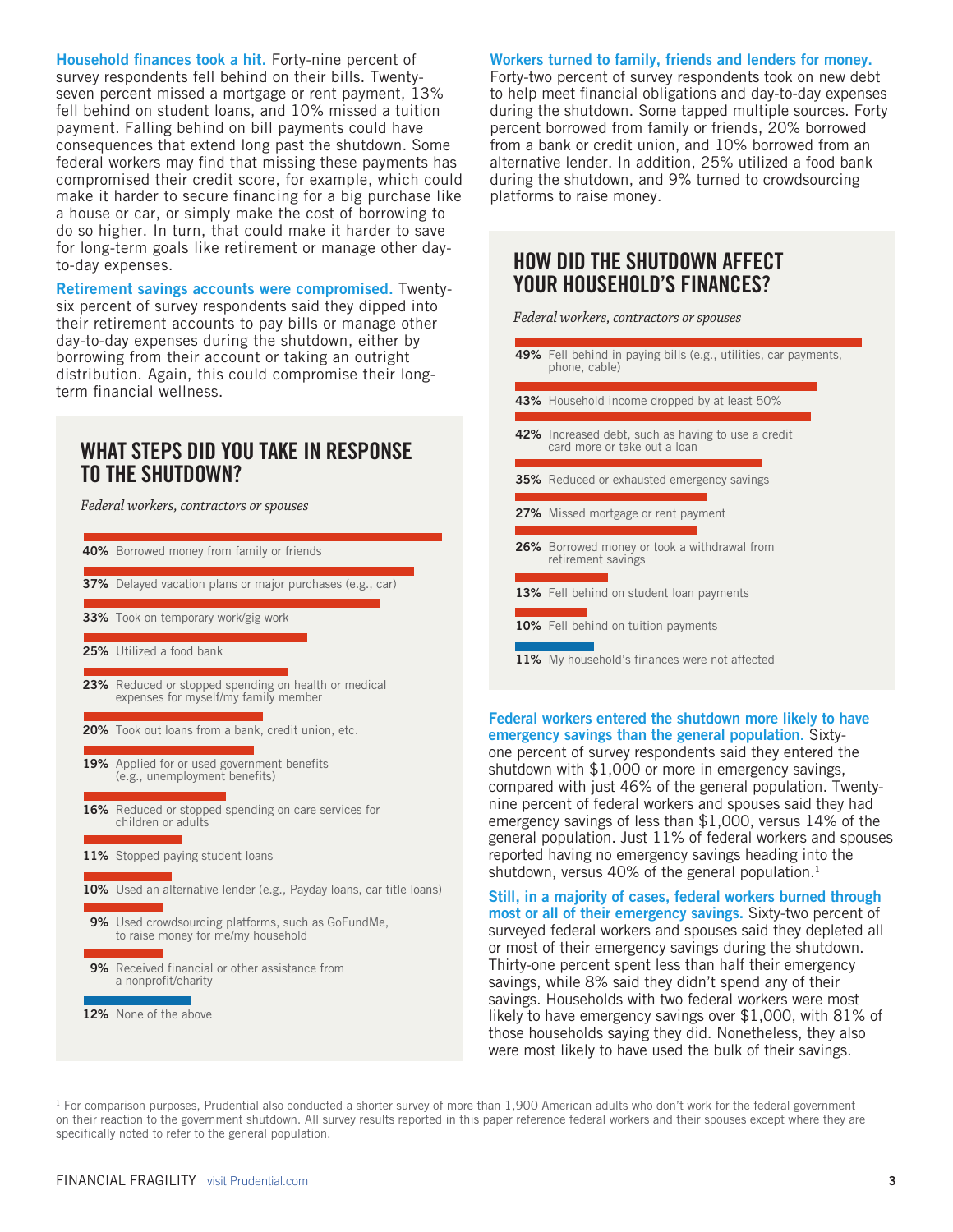**Household finances took a hit.** Forty-nine percent of survey respondents fell behind on their bills. Twenty-seven percent missed a mortgage or rent payment, 13% fell behind on student loans, and 10% missed a tuition payment. Falling behind on bill payments could have consequences that extend long past the shutdown. Some federal workers may find that missing these payments has compromised their credit score, for example, which could make it harder to secure financing for a big purchase like a house or car, or simply make the cost of borrowing to do so higher. In turn, that could make it harder to save for long-term goals like retirement or manage other day-to-day expenses.

**Retirement savings accounts were compromised.** Twenty-six percent of survey respondents said they dipped into their retirement accounts to pay bills or manage other day-to-day expenses during the shutdown, either by borrowing from their account or taking an outright distribution. Again, this could compromise their long-term financial wellness.

## WHAT STEPS DID YOU TAKE IN RESPONSE TO THE SHUTDOWN?

*Federal workers, contractors or spouses*

- **40%** Borrowed money from family or friends
- **37%** Delayed vacation plans or major purchases (e.g., car)
- **33%** Took on temporary work/gig work
- **25%** Utilized a food bank
- **23%** Reduced or stopped spending on health or medical expenses for myself/my family member
- **20%** Took out loans from a bank, credit union, etc.
- **19%** Applied for or used government benefits (e.g., unemployment benefits)
- **16%** Reduced or stopped spending on care services for children or adults
- **11%** Stopped paying student loans
- **10%** Used an alternative lender (e.g., Payday loans, car title loans)
- **9%** Used crowdsourcing platforms, such as GoFundMe, to raise money for me/my household
- **9%** Received financial or other assistance from a nonprofit/charity
- **12%** None of the above

**Workers turned to family, friends and lenders for money.** Forty-two percent of survey respondents took on new debt to help meet financial obligations and day-to-day expenses during the shutdown. Some tapped multiple sources. Forty percent borrowed from family or friends, 20% borrowed from a bank or credit union, and 10% borrowed from an alternative lender. In addition, 25% utilized a food bank during the shutdown, and 9% turned to crowdsourcing platforms to raise money.

## HOW DID THE SHUTDOWN AFFECT YOUR HOUSEHOLD'S FINANCES?

*Federal workers, contractors or spouses*

- **49%** Fell behind in paying bills (e.g., utilities, car payments, phone, cable)
- **43%** Household income dropped by at least 50%
- **42%** Increased debt, such as having to use a credit card more or take out a loan
- **35%** Reduced or exhausted emergency savings
- **27%** Missed mortgage or rent payment
- **26%** Borrowed money or took a withdrawal from retirement savings
- **13%** Fell behind on student loan payments
- **10%** Fell behind on tuition payments
- **11%** My household's finances were not affected

**Federal workers entered the shutdown more likely to have emergency savings than the general population.** Sixty-one percent of survey respondents said they entered the shutdown with $1,000 or more in emergency savings, compared with just 46% of the general population. Twenty-nine percent of federal workers and spouses said they had emergency savings of less than $1,000, versus 14% of the general population. Just 11% of federal workers and spouses reported having no emergency savings heading into the shutdown, versus 40% of the general population.[1]

**Still, in a majority of cases, federal workers burned through most or all of their emergency savings.** Sixty-two percent of surveyed federal workers and spouses said they depleted all or most of their emergency savings during the shutdown. Thirty-one percent spent less than half their emergency savings, while 8% said they didn't spend any of their savings. Households with two federal workers were most likely to have emergency savings over $1,000, with 81% of those households saying they did. Nonetheless, they also were most likely to have used the bulk of their savings.

[1] For comparison purposes, Prudential also conducted a shorter survey of more than 1,900 American adults who don't work for the federal government on their reaction to the government shutdown. All survey results reported in this paper reference federal workers and their spouses except where they are specifically noted to refer to the general population.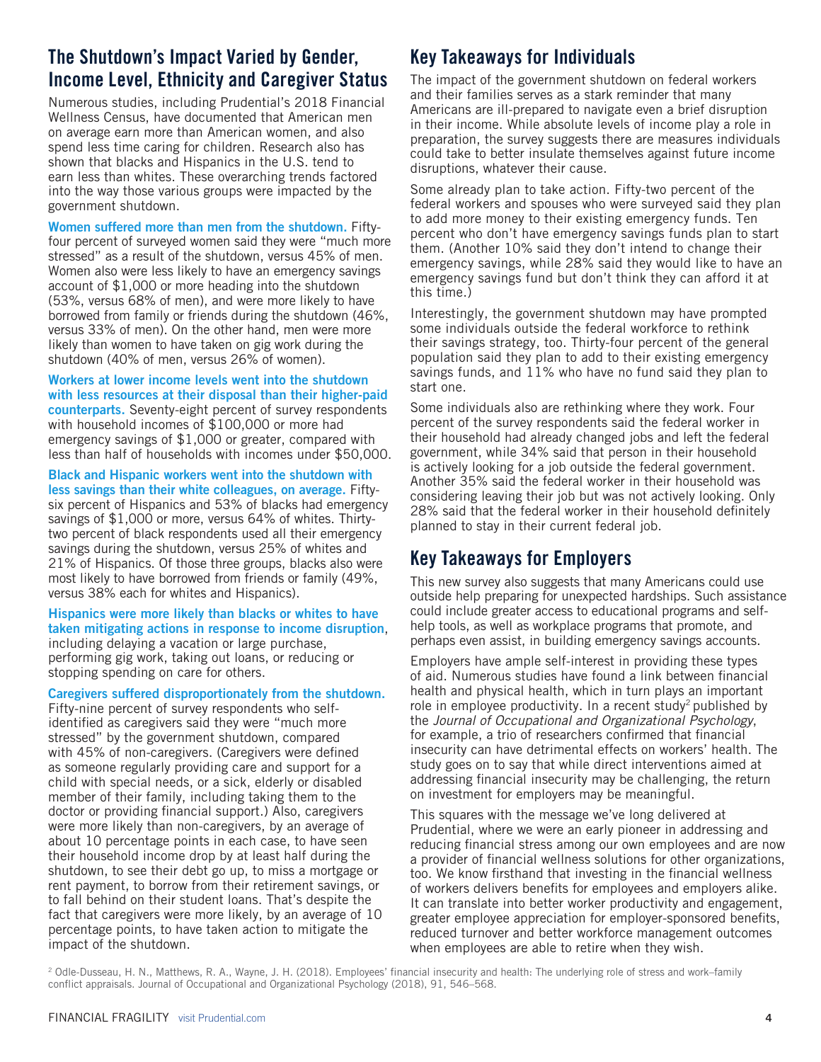## The Shutdown's Impact Varied by Gender, Income Level, Ethnicity and Caregiver Status

Numerous studies, including Prudential's 2018 Financial Wellness Census, have documented that American men on average earn more than American women, and also spend less time caring for children. Research also has shown that blacks and Hispanics in the U.S. tend to earn less than whites. These overarching trends factored into the way those various groups were impacted by the government shutdown.

**Women suffered more than men from the shutdown.** Fifty-four percent of surveyed women said they were "much more stressed" as a result of the shutdown, versus 45% of men. Women also were less likely to have an emergency savings account of $1,000 or more heading into the shutdown (53%, versus 68% of men), and were more likely to have borrowed from family or friends during the shutdown (46%, versus 33% of men). On the other hand, men were more likely than women to have taken on gig work during the shutdown (40% of men, versus 26% of women).

**Workers at lower income levels went into the shutdown with less resources at their disposal than their higher-paid counterparts.** Seventy-eight percent of survey respondents with household incomes of $100,000 or more had emergency savings of $1,000 or greater, compared with less than half of households with incomes under $50,000.

**Black and Hispanic workers went into the shutdown with less savings than their white colleagues, on average.** Fifty-six percent of Hispanics and 53% of blacks had emergency savings of $1,000 or more, versus 64% of whites. Thirty-two percent of black respondents used all their emergency savings during the shutdown, versus 25% of whites and 21% of Hispanics. Of those three groups, blacks also were most likely to have borrowed from friends or family (49%, versus 38% each for whites and Hispanics).

**Hispanics were more likely than blacks or whites to have taken mitigating actions in response to income disruption**, including delaying a vacation or large purchase, performing gig work, taking out loans, or reducing or stopping spending on care for others.

**Caregivers suffered disproportionately from the shutdown.** Fifty-nine percent of survey respondents who self-identified as caregivers said they were "much more stressed" by the government shutdown, compared with 45% of non-caregivers. (Caregivers were defined as someone regularly providing care and support for a child with special needs, or a sick, elderly or disabled member of their family, including taking them to the doctor or providing financial support.) Also, caregivers were more likely than non-caregivers, by an average of about 10 percentage points in each case, to have seen their household income drop by at least half during the shutdown, to see their debt go up, to miss a mortgage or rent payment, to borrow from their retirement savings, or to fall behind on their student loans. That's despite the fact that caregivers were more likely, by an average of 10 percentage points, to have taken action to mitigate the impact of the shutdown.

## Key Takeaways for Individuals

The impact of the government shutdown on federal workers and their families serves as a stark reminder that many Americans are ill-prepared to navigate even a brief disruption in their income. While absolute levels of income play a role in preparation, the survey suggests there are measures individuals could take to better insulate themselves against future income disruptions, whatever their cause.

Some already plan to take action. Fifty-two percent of the federal workers and spouses who were surveyed said they plan to add more money to their existing emergency funds. Ten percent who don't have emergency savings funds plan to start them. (Another 10% said they don't intend to change their emergency savings, while 28% said they would like to have an emergency savings fund but don't think they can afford it at this time.)

Interestingly, the government shutdown may have prompted some individuals outside the federal workforce to rethink their savings strategy, too. Thirty-four percent of the general population said they plan to add to their existing emergency savings funds, and 11% who have no fund said they plan to start one.

Some individuals also are rethinking where they work. Four percent of the survey respondents said the federal worker in their household had already changed jobs and left the federal government, while 34% said that person in their household is actively looking for a job outside the federal government. Another 35% said the federal worker in their household was considering leaving their job but was not actively looking. Only 28% said that the federal worker in their household definitely planned to stay in their current federal job.

## Key Takeaways for Employers

This new survey also suggests that many Americans could use outside help preparing for unexpected hardships. Such assistance could include greater access to educational programs and self-help tools, as well as workplace programs that promote, and perhaps even assist, in building emergency savings accounts.

Employers have ample self-interest in providing these types of aid. Numerous studies have found a link between financial health and physical health, which in turn plays an important role in employee productivity. In a recent study[2] published by the *Journal of Occupational and Organizational Psychology*, for example, a trio of researchers confirmed that financial insecurity can have detrimental effects on workers' health. The study goes on to say that while direct interventions aimed at addressing financial insecurity may be challenging, the return on investment for employers may be meaningful.

This squares with the message we've long delivered at Prudential, where we were an early pioneer in addressing and reducing financial stress among our own employees and are now a provider of financial wellness solutions for other organizations, too. We know firsthand that investing in the financial wellness of workers delivers benefits for employees and employers alike. It can translate into better worker productivity and engagement, greater employee appreciation for employer-sponsored benefits, reduced turnover and better workforce management outcomes when employees are able to retire when they wish.

[2] Odle-Dusseau, H. N., Matthews, R. A., Wayne, J. H. (2018). Employees' financial insecurity and health: The underlying role of stress and work–family conflict appraisals. Journal of Occupational and Organizational Psychology (2018), 91, 546–568.